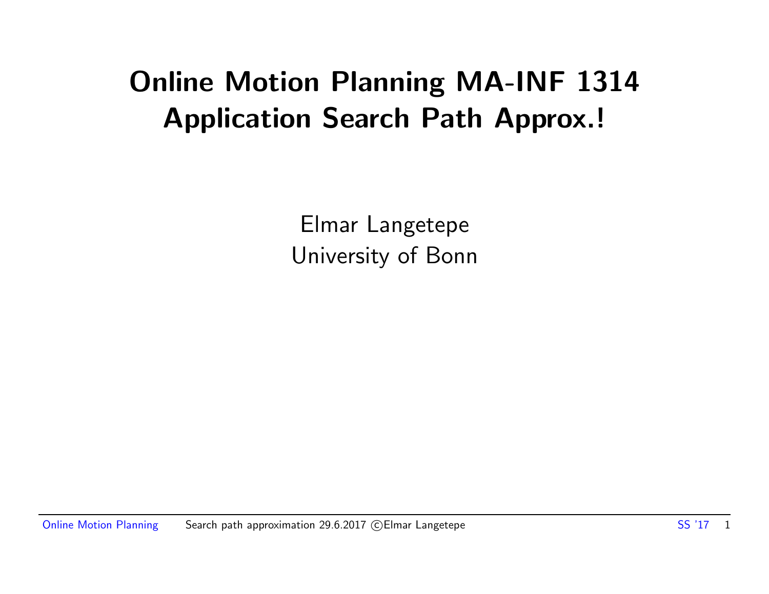# Online Motion Planning MA-INF 1314
# Application Search Path Approx.!

Elmar Langetepe
University of Bonn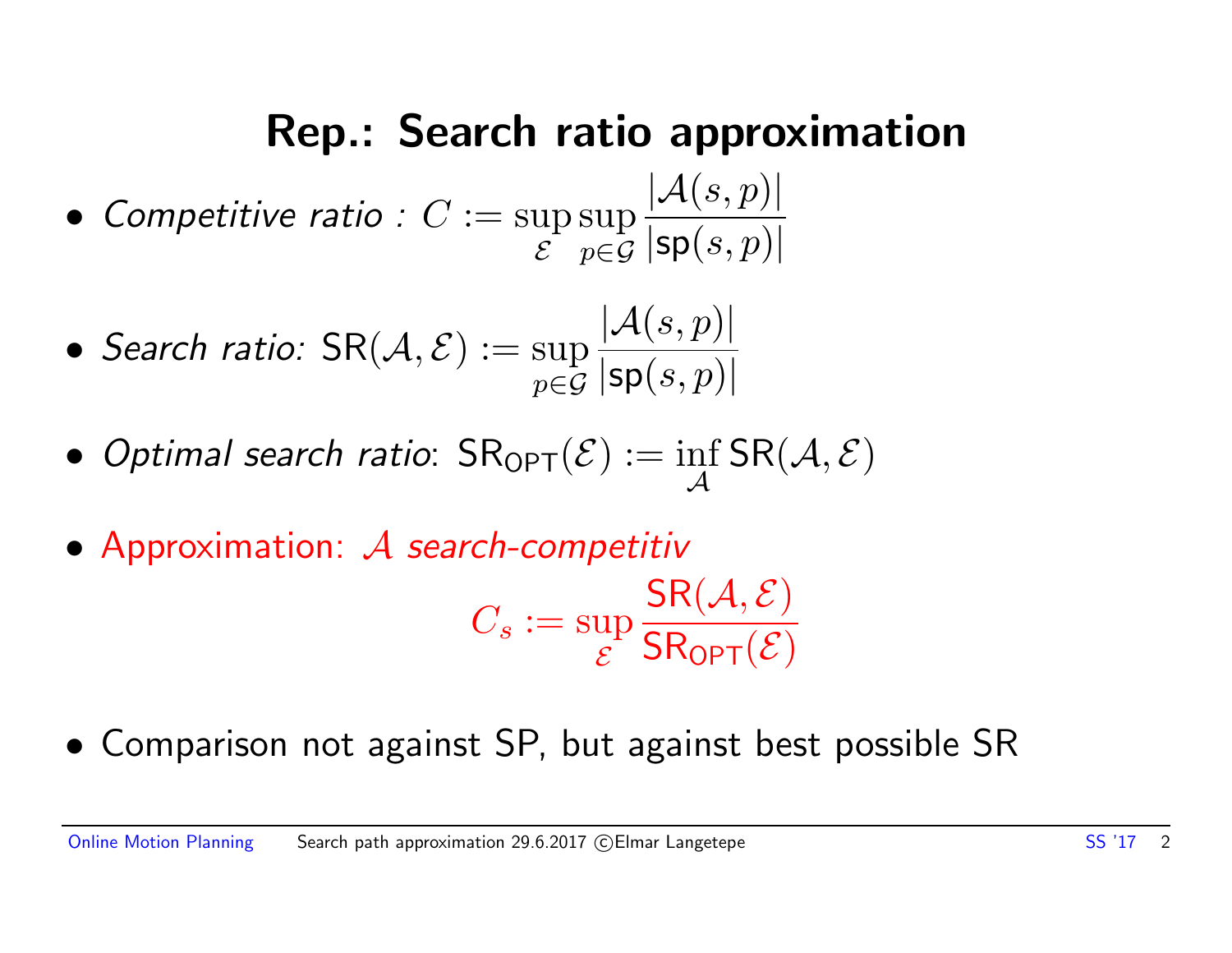# Rep.: Search ratio approximation

- *Competitive ratio :* $C := \sup_{\mathcal{E}} \sup_{p \in \mathcal{G}} \frac{|\mathcal{A}(s,p)|}{|\mathsf{sp}(s,p)|}$

- *Search ratio:* $\mathsf{SR}(\mathcal{A}, \mathcal{E}) := \sup_{p \in \mathcal{G}} \frac{|\mathcal{A}(s,p)|}{|\mathsf{sp}(s,p)|}$

- *Optimal search ratio*: $\mathsf{SR}_{\mathsf{OPT}}(\mathcal{E}) := \inf_{\mathcal{A}} \mathsf{SR}(\mathcal{A}, \mathcal{E})$

- Approximation: $\mathcal{A}$ *search-competitiv*

$$C_s := \sup_{\mathcal{E}} \frac{\mathsf{SR}(\mathcal{A}, \mathcal{E})}{\mathsf{SR}_{\mathsf{OPT}}(\mathcal{E})}$$

- Comparison not against SP, but against best possible SR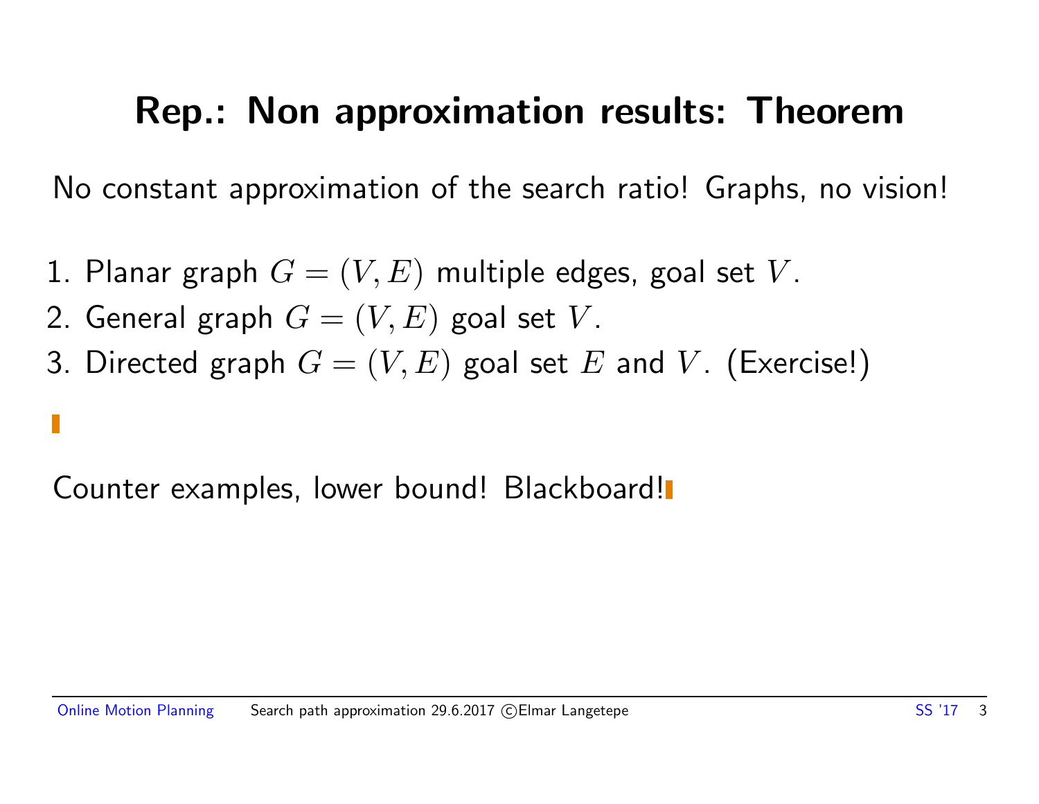# Rep.: Non approximation results: Theorem

No constant approximation of the search ratio! Graphs, no vision!

1. Planar graph $G = (V, E)$ multiple edges, goal set $V$.
2. General graph $G = (V, E)$ goal set $V$.
3. Directed graph $G = (V, E)$ goal set $E$ and $V$. (Exercise!)

Counter examples, lower bound! Blackboard!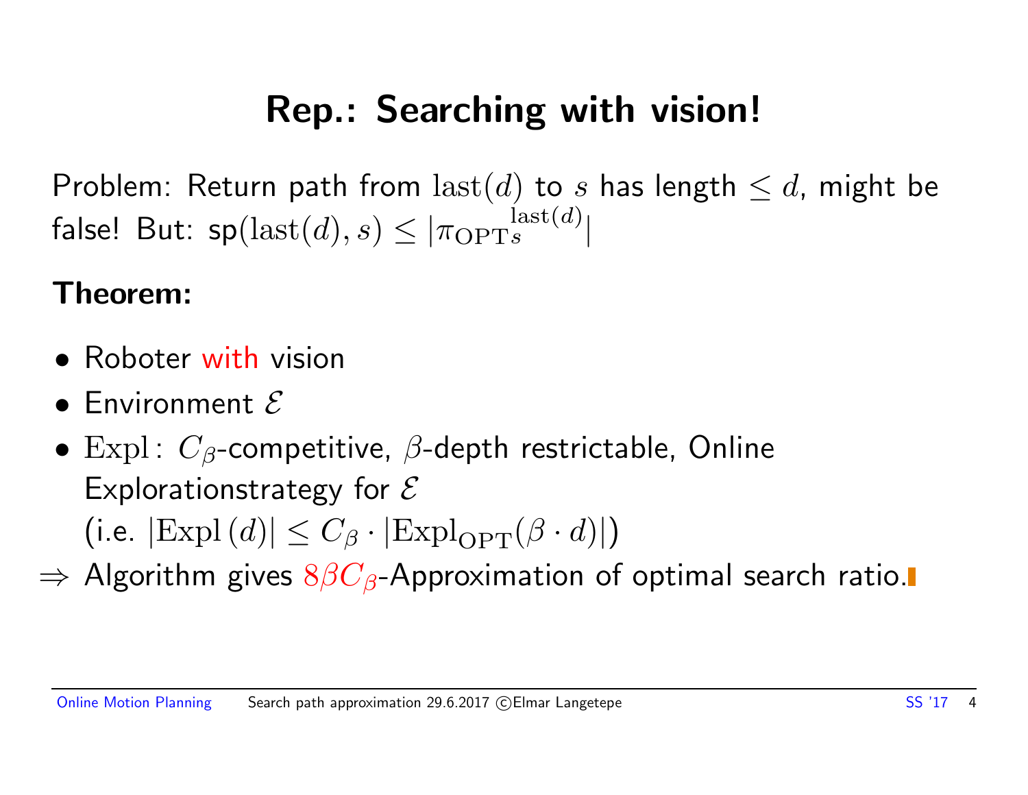# Rep.: Searching with vision!

Problem: Return path from $\text{last}(d)$ to $s$ has length $\leq d$, might be false! But: sp$(\text{last}(d), s) \leq |\pi_{\text{OPT}s}^{\text{last}(d)}|$

**Theorem:**

- Roboter with vision
- Environment $\mathcal{E}$
- $\text{Expl}$: $C_\beta$-competitive, $\beta$-depth restrictable, Online Explorationstrategy for $\mathcal{E}$
  (i.e. $|\text{Expl}\,(d)| \leq C_\beta \cdot |\text{Expl}_{\text{OPT}}(\beta \cdot d)|$)

$\Rightarrow$ Algorithm gives $8\beta C_\beta$-Approximation of optimal search ratio.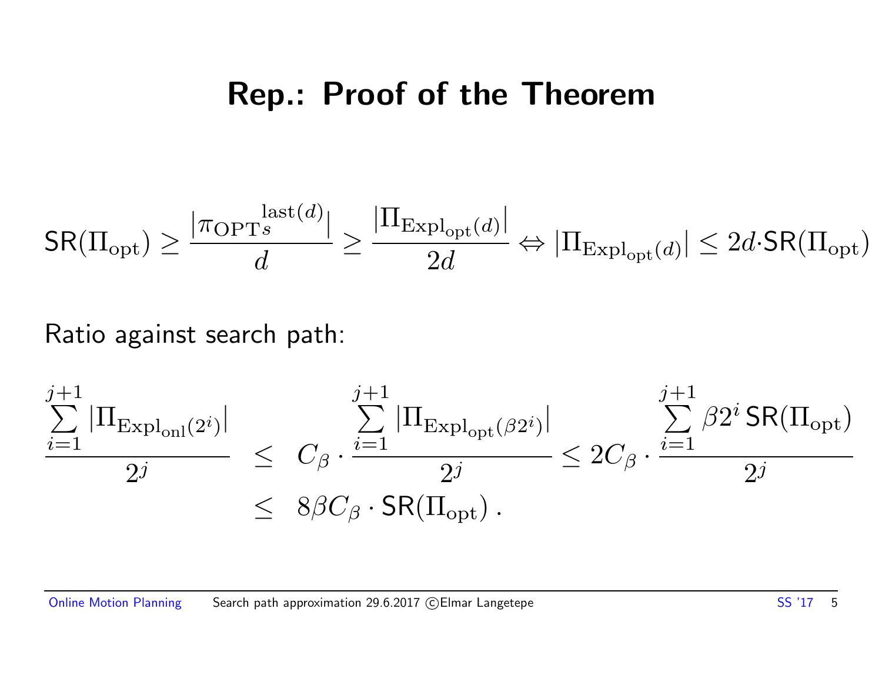# Rep.: Proof of the Theorem

$$\mathsf{SR}(\Pi_{\text{opt}}) \geq \frac{|\pi_{\text{OPT}_s}{}^{\text{last}(d)}|}{d} \geq \frac{|\Pi_{\text{Expl}_{\text{opt}}(d)}|}{2d} \Leftrightarrow |\Pi_{\text{Expl}_{\text{opt}}(d)}| \leq 2d \cdot \mathsf{SR}(\Pi_{\text{opt}})$$

Ratio against search path:

$$\begin{aligned}
\frac{\sum_{i=1}^{j+1} |\Pi_{\text{Expl}_{\text{onl}}(2^i)}|}{2^j} &\leq C_\beta \cdot \frac{\sum_{i=1}^{j+1} |\Pi_{\text{Expl}_{\text{opt}}(\beta 2^i)}|}{2^j} \leq 2C_\beta \cdot \frac{\sum_{i=1}^{j+1} \beta 2^i \, \mathsf{SR}(\Pi_{\text{opt}})}{2^j} \\
&\leq 8\beta C_\beta \cdot \mathsf{SR}(\Pi_{\text{opt}}) \,.
\end{aligned}$$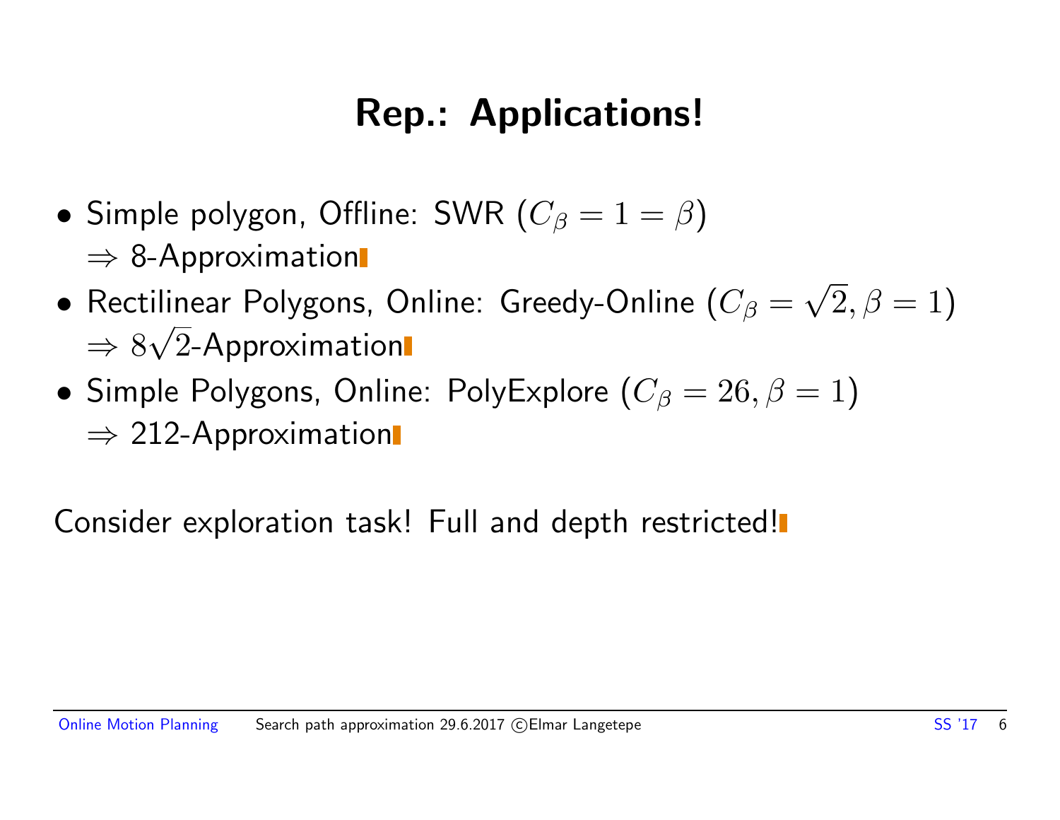# Rep.: Applications!

- Simple polygon, Offline: SWR ($C_\beta = 1 = \beta$)
  $\Rightarrow$ 8-Approximation
- Rectilinear Polygons, Online: Greedy-Online ($C_\beta = \sqrt{2}, \beta = 1$)
  $\Rightarrow 8\sqrt{2}$-Approximation
- Simple Polygons, Online: PolyExplore ($C_\beta = 26, \beta = 1$)
  $\Rightarrow$ 212-Approximation

Consider exploration task! Full and depth restricted!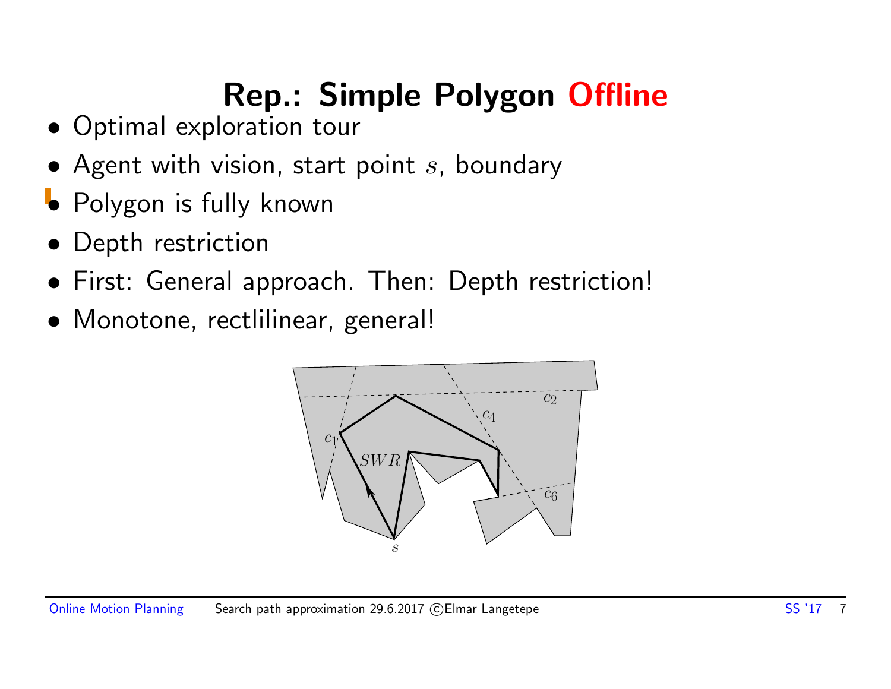# Rep.: Simple Polygon Offline

- Optimal exploration tour
- Agent with vision, start point $s$, boundary
- Polygon is fully known
- Depth restriction
- First: General approach. Then: Depth restriction!
- Monotone, rectlilinear, general!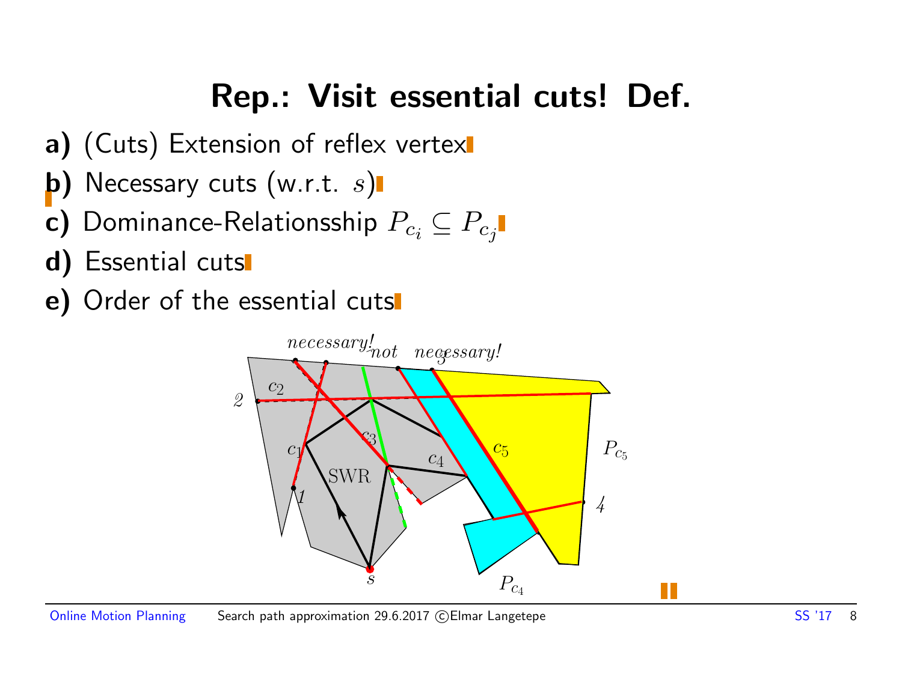# Rep.: Visit essential cuts! Def.

**a)** (Cuts) Extension of reflex vertex

**b)** Necessary cuts (w.r.t. $s$)

**c)** Dominance-Relationsship $P_{c_i} \subseteq P_{c_j}$

**d)** Essential cuts

**e)** Order of the essential cuts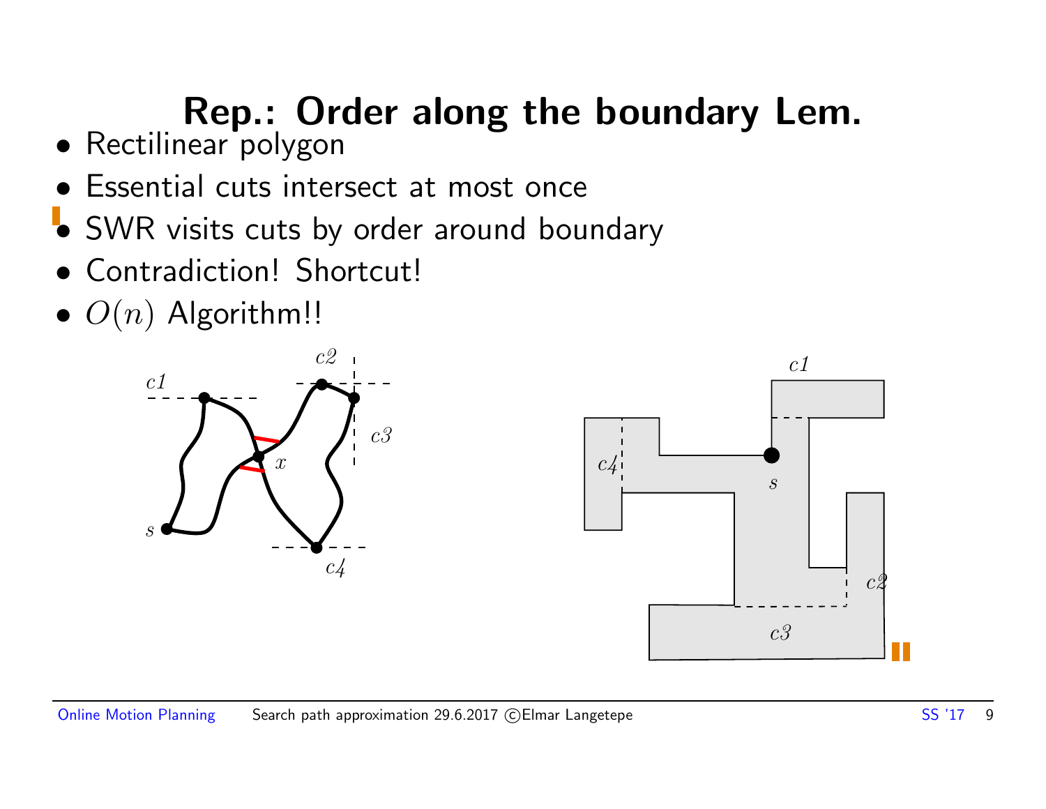# Rep.: Order along the boundary Lem.

- Rectilinear polygon
- Essential cuts intersect at most once
- SWR visits cuts by order around boundary
- Contradiction! Shortcut!
- $O(n)$ Algorithm!!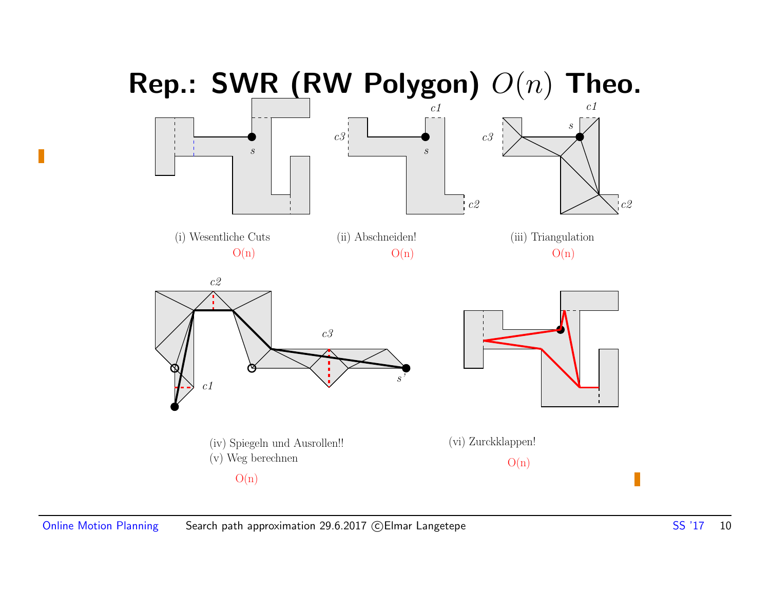# Rep.: SWR (RW Polygon) $O(n)$ Theo.

(i) Wesentliche Cuts

O(n)

(ii) Abschneiden!

O(n)

(iii) Triangulation

O(n)

(iv) Spiegeln und Ausrollen!!

(v) Weg berechnen

O(n)

(vi) Zurckklappen!

O(n)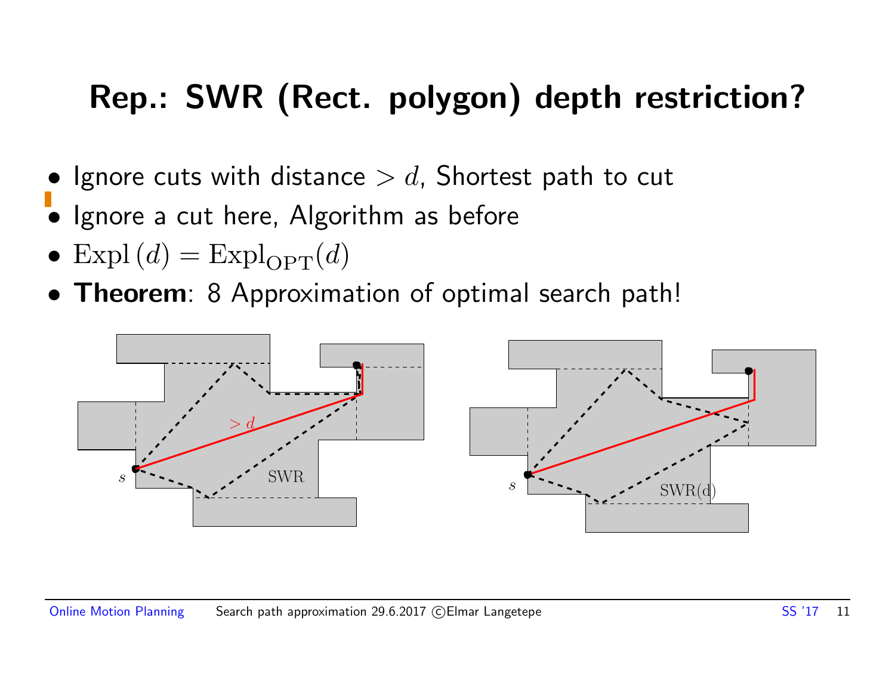# Rep.: SWR (Rect. polygon) depth restriction?

- Ignore cuts with distance $> d$, Shortest path to cut
- Ignore a cut here, Algorithm as before
- $\mathrm{Expl}\,(d) = \mathrm{Expl}_{\mathrm{OPT}}(d)$
- **Theorem**: 8 Approximation of optimal search path!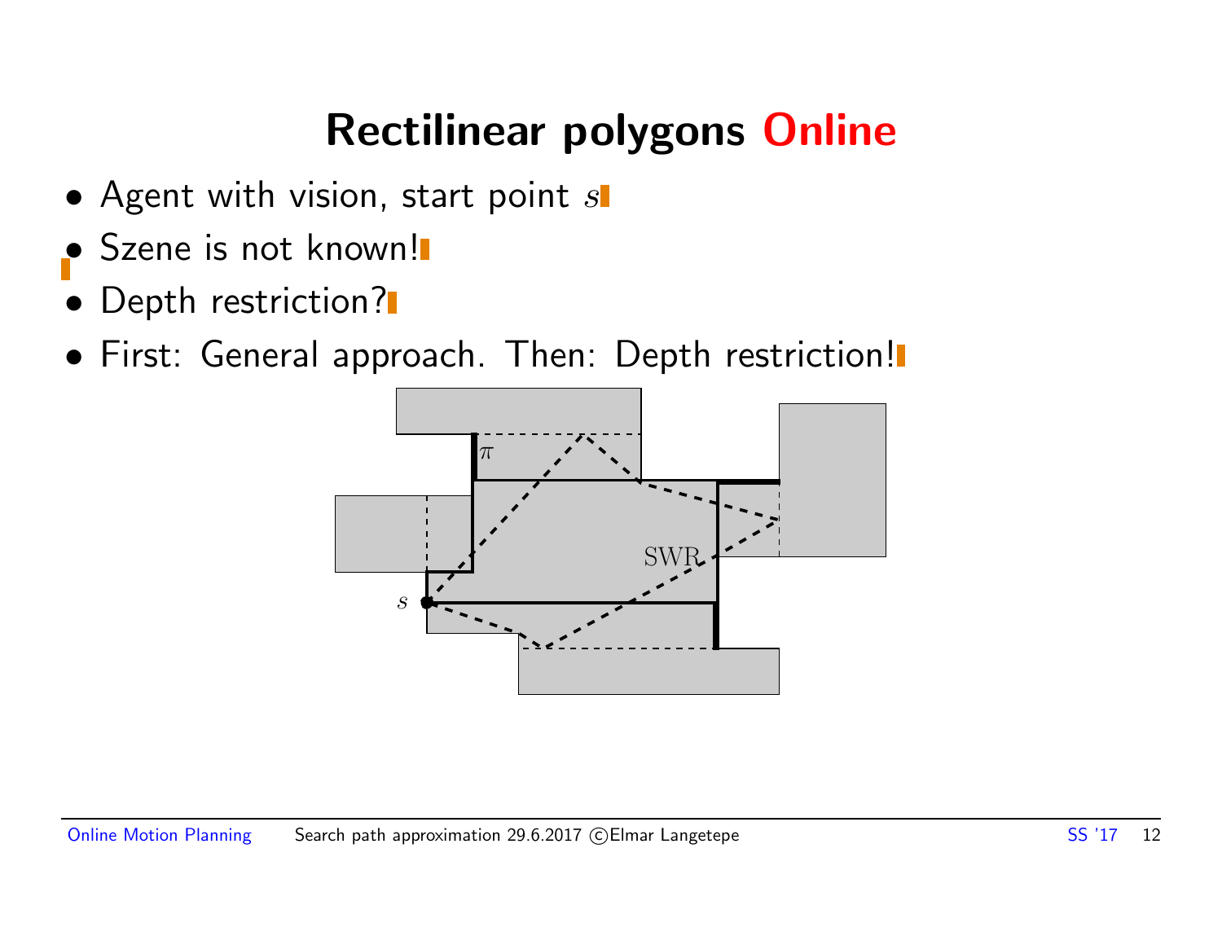# Rectilinear polygons Online

- Agent with vision, start point $s$
- Szene is not known!
- Depth restriction?
- First: General approach. Then: Depth restriction!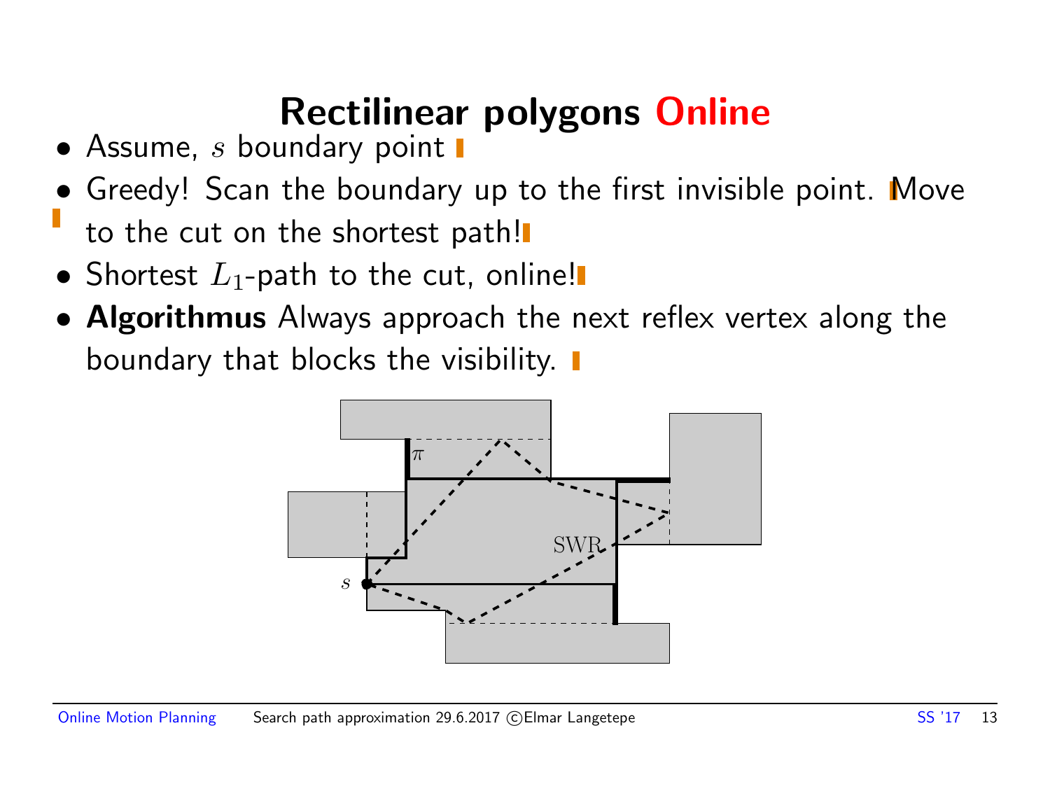# Rectilinear polygons Online

- Assume, $s$ boundary point
- Greedy! Scan the boundary up to the first invisible point. Move to the cut on the shortest path!
- Shortest $L_1$-path to the cut, online!
- **Algorithmus** Always approach the next reflex vertex along the boundary that blocks the visibility.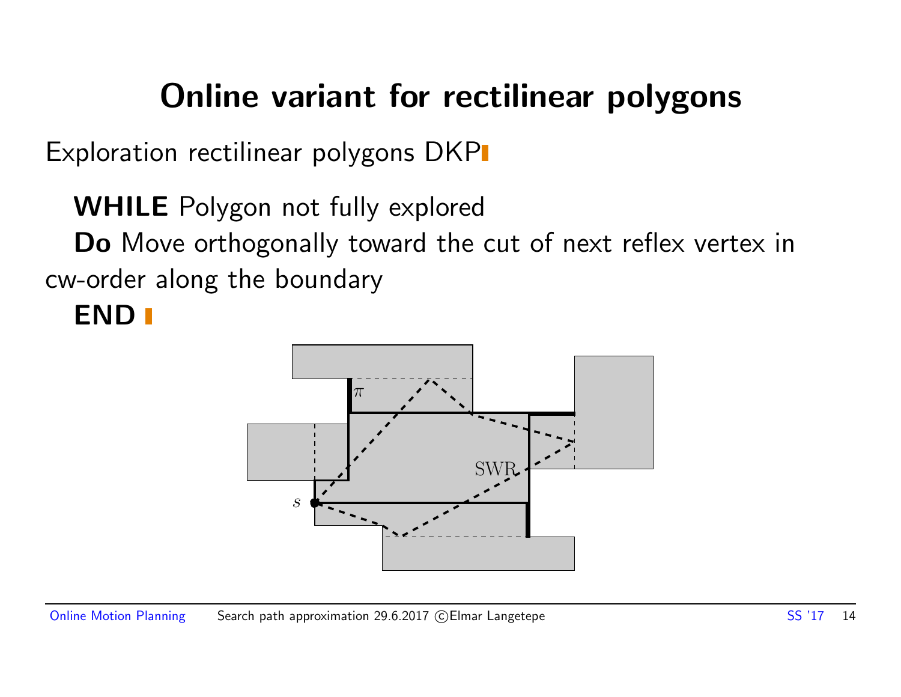# Online variant for rectilinear polygons

Exploration rectilinear polygons DKP

**WHILE** Polygon not fully explored
**Do** Move orthogonally toward the cut of next reflex vertex in cw-order along the boundary
**END**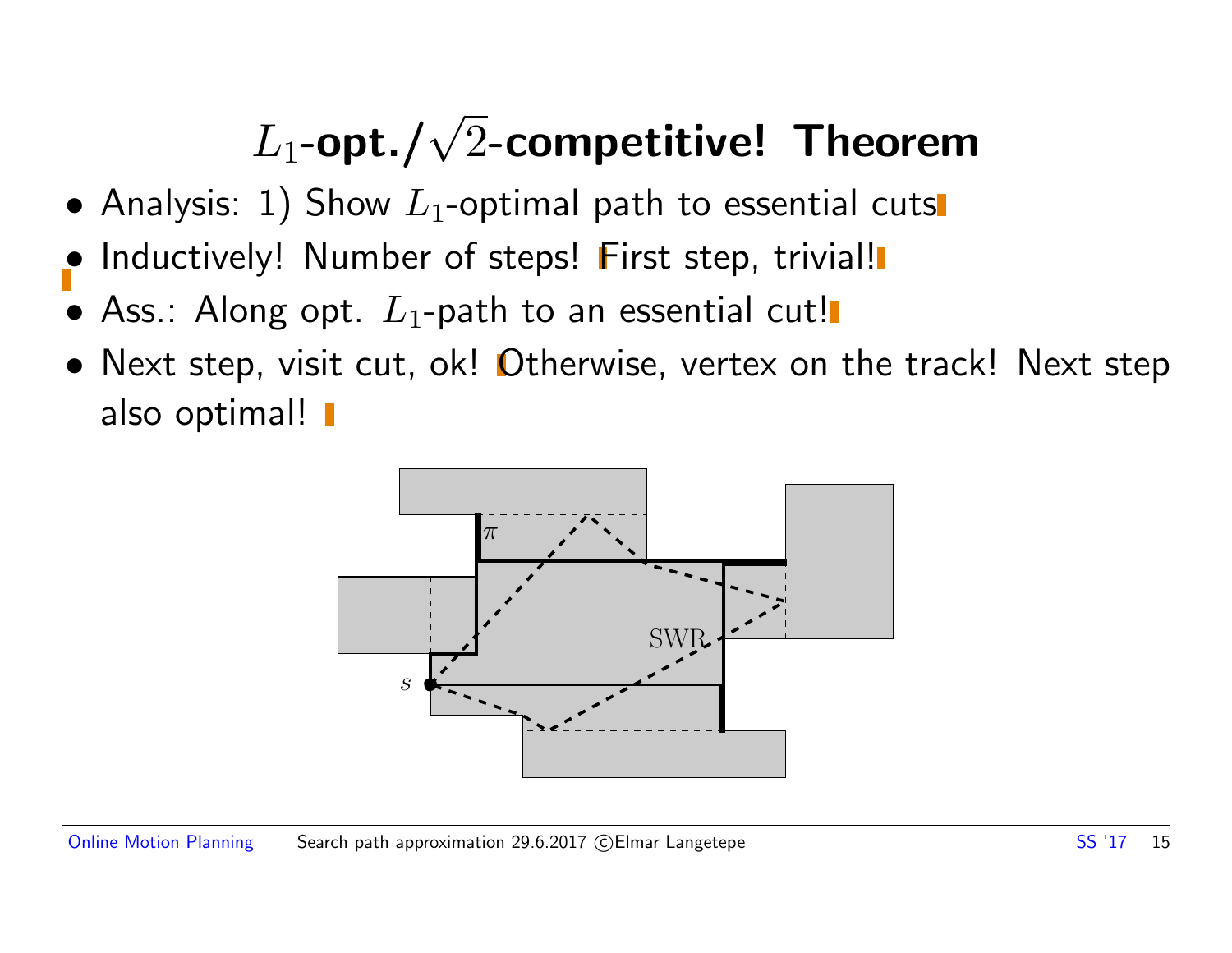# $L_1$-opt./$\sqrt{2}$-competitive! Theorem

- Analysis: 1) Show $L_1$-optimal path to essential cuts
- Inductively! Number of steps! First step, trivial!
- Ass.: Along opt. $L_1$-path to an essential cut!
- Next step, visit cut, ok! Otherwise, vertex on the track! Next step also optimal!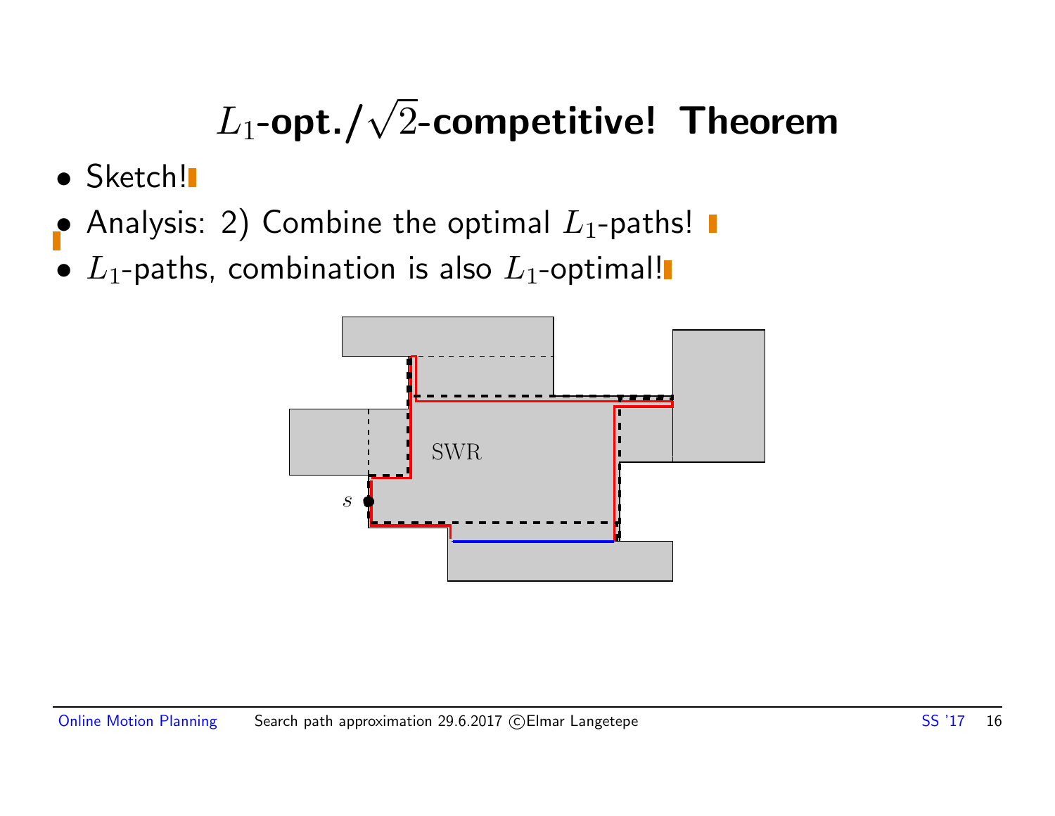# $L_1$-opt./$\sqrt{2}$-competitive! Theorem

- Sketch!
- Analysis: 2) Combine the optimal $L_1$-paths!
- $L_1$-paths, combination is also $L_1$-optimal!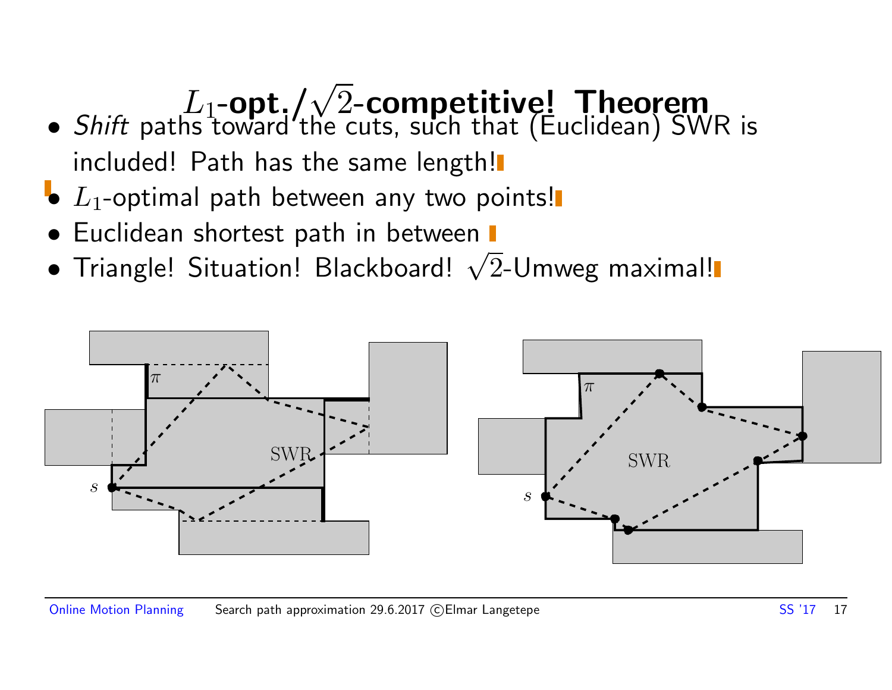# $L_1$-opt./$\sqrt{2}$-competitive! Theorem

- *Shift* paths toward the cuts, such that (Euclidean) SWR is included! Path has the same length!
- $L_1$-optimal path between any two points!
- Euclidean shortest path in between
- Triangle! Situation! Blackboard! $\sqrt{2}$-Umweg maximal!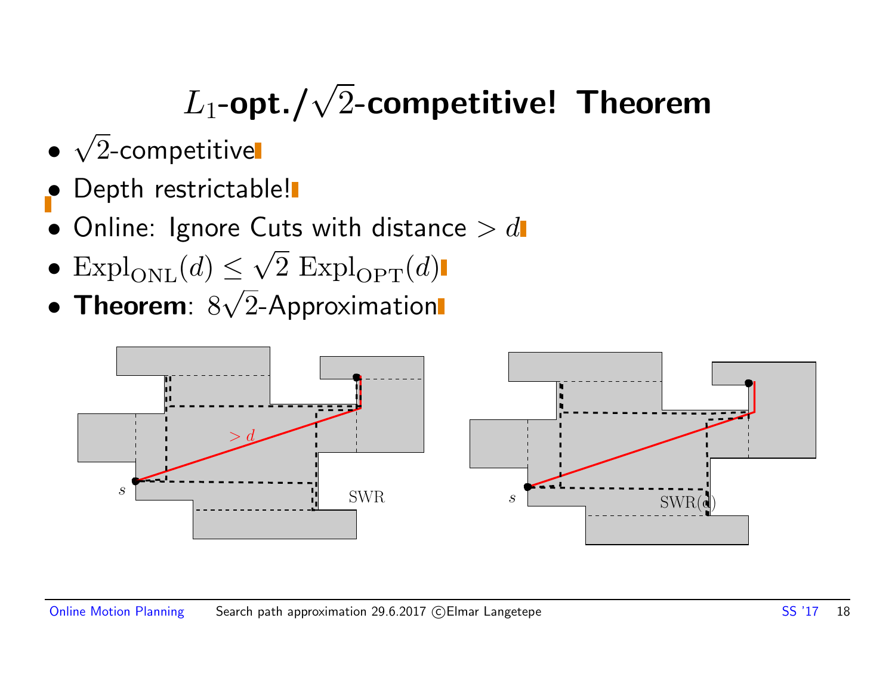# $L_1$-opt./$\sqrt{2}$-competitive! Theorem

- $\sqrt{2}$-competitive
- Depth restrictable!
- Online: Ignore Cuts with distance $> d$
- $\mathrm{Expl}_{\mathrm{ONL}}(d) \leq \sqrt{2}\ \mathrm{Expl}_{\mathrm{OPT}}(d)$
- **Theorem**: $8\sqrt{2}$-Approximation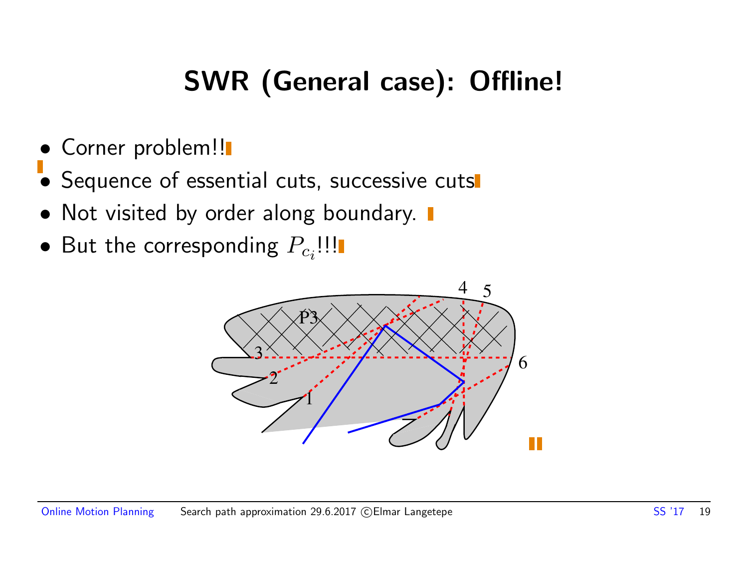# SWR (General case): Offline!

- Corner problem!!
- Sequence of essential cuts, successive cuts
- Not visited by order along boundary.
- But the corresponding $P_{c_i}$!!!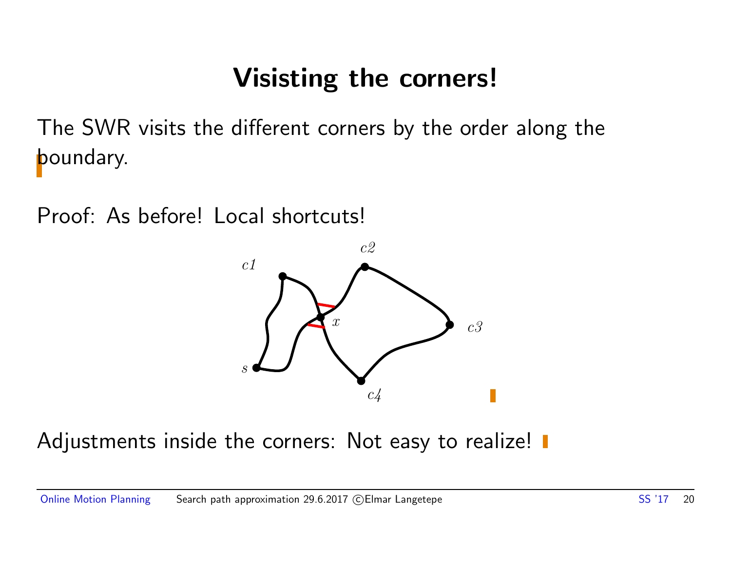# Visisting the corners!

The SWR visits the different corners by the order along the boundary.

Proof: As before! Local shortcuts!

Adjustments inside the corners: Not easy to realize!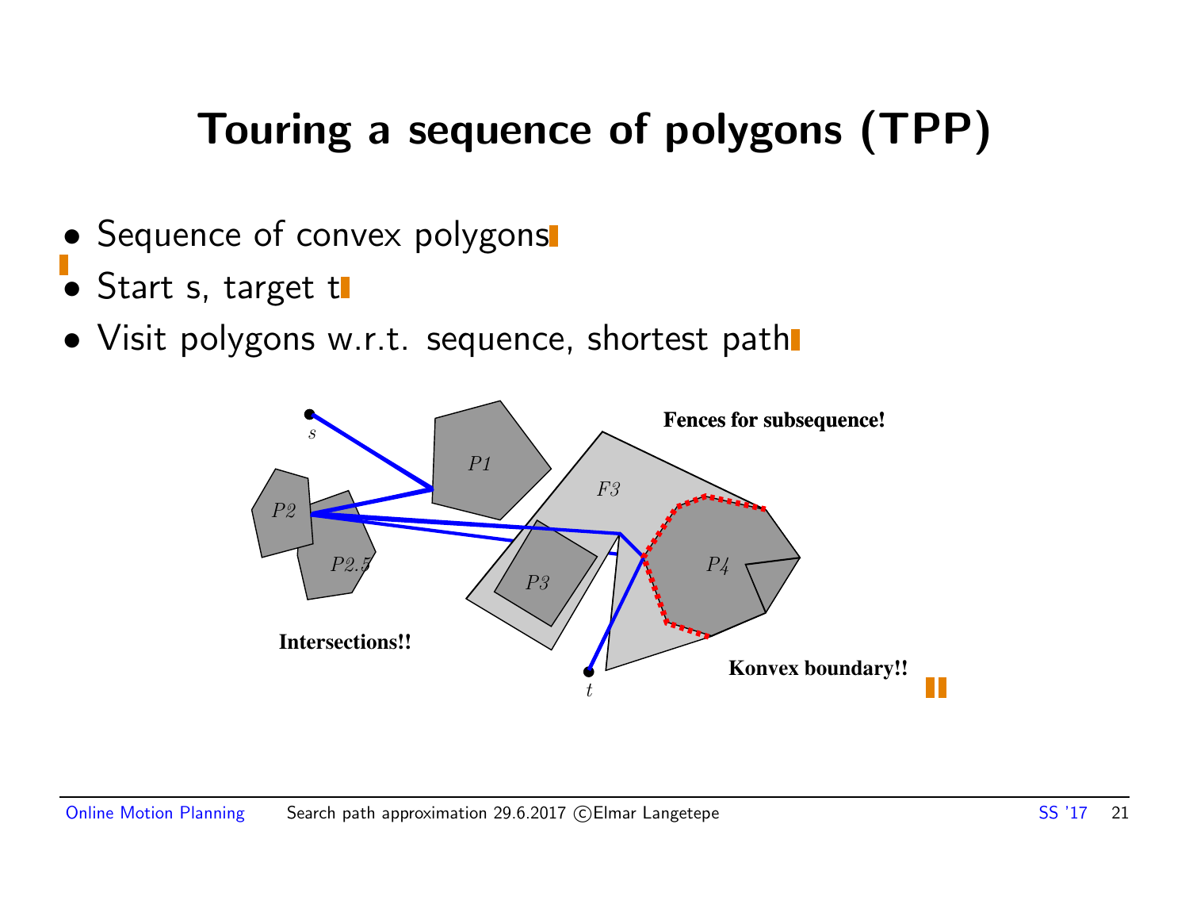# Touring a sequence of polygons (TPP)

- Sequence of convex polygons
- Start s, target t
- Visit polygons w.r.t. sequence, shortest path

**Fences for subsequence!**

**Intersections!!**

**Konvex boundary!!**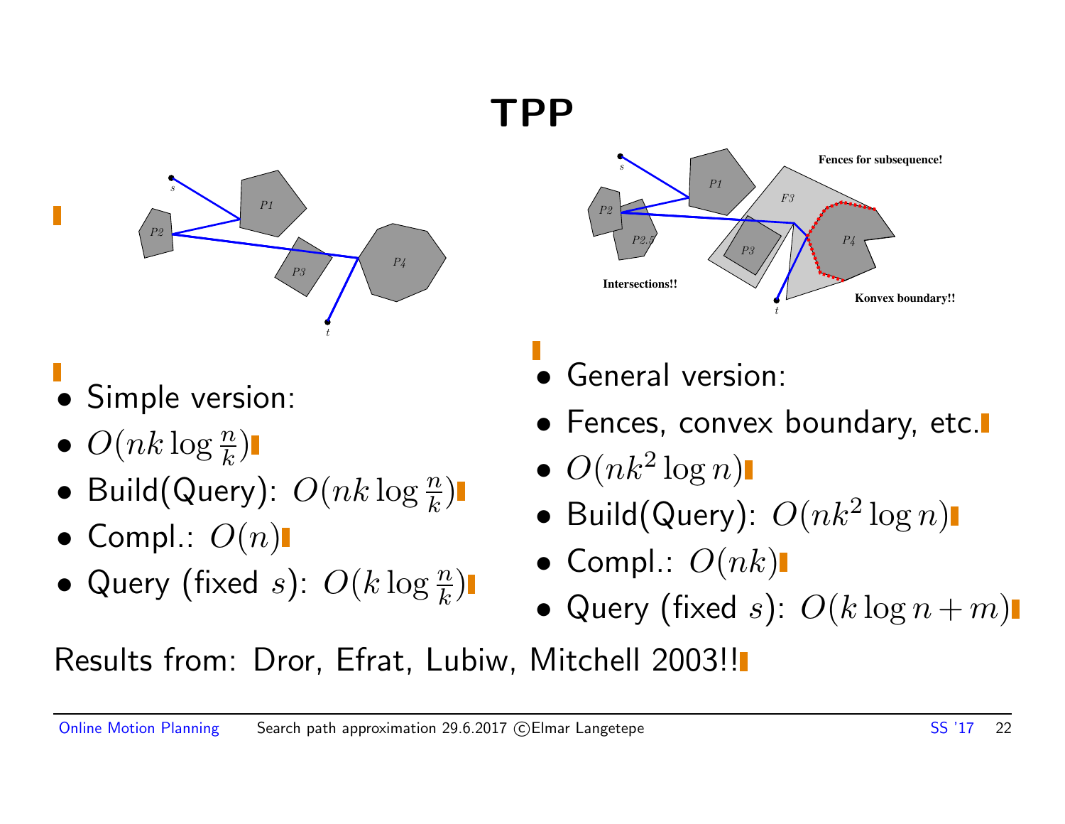# TPP

Fences for subsequence!

Intersections!!

Konvex boundary!!

- Simple version:
- $O(nk \log \frac{n}{k})$
- Build(Query): $O(nk \log \frac{n}{k})$
- Compl.: $O(n)$
- Query (fixed $s$): $O(k \log \frac{n}{k})$

- General version:
- Fences, convex boundary, etc.
- $O(nk^2 \log n)$
- Build(Query): $O(nk^2 \log n)$
- Compl.: $O(nk)$
- Query (fixed $s$): $O(k \log n + m)$

Results from: Dror, Efrat, Lubiw, Mitchell 2003!!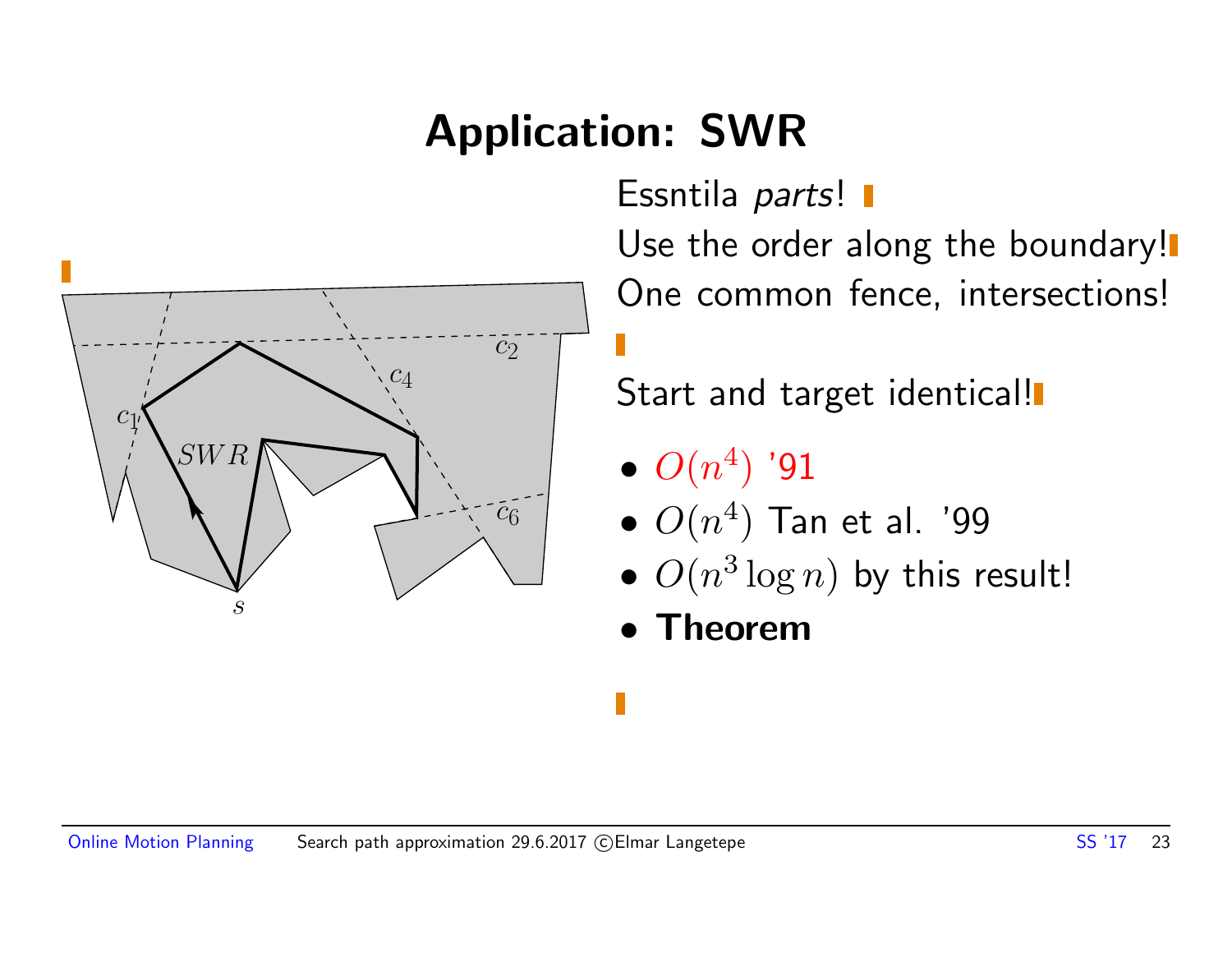# Application: SWR

Essntila *parts*!

Use the order along the boundary!

One common fence, intersections!

Start and target identical!

- $O(n^4)$ '91
- $O(n^4)$ Tan et al. '99
- $O(n^3 \log n)$ by this result!
- **Theorem**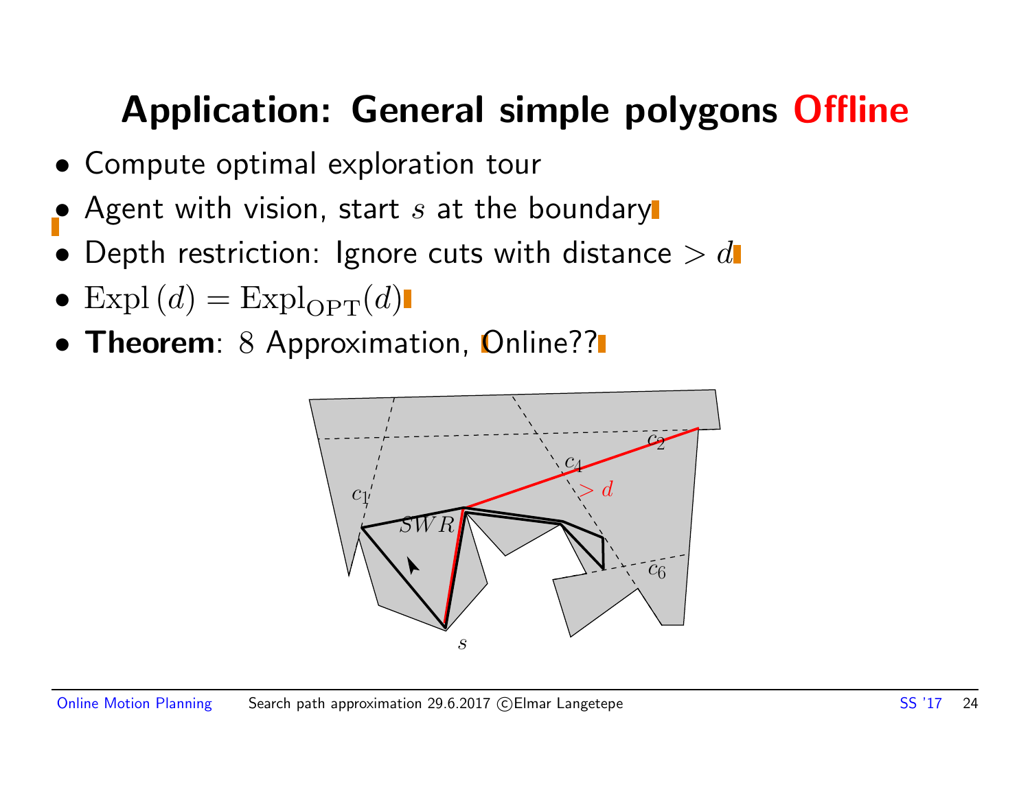# Application: General simple polygons Offline

- Compute optimal exploration tour
- Agent with vision, start $s$ at the boundary
- Depth restriction: Ignore cuts with distance $> d$
- $\mathrm{Expl}\,(d) = \mathrm{Expl}_{\mathrm{OPT}}(d)$
- **Theorem**: $8$ Approximation, Online??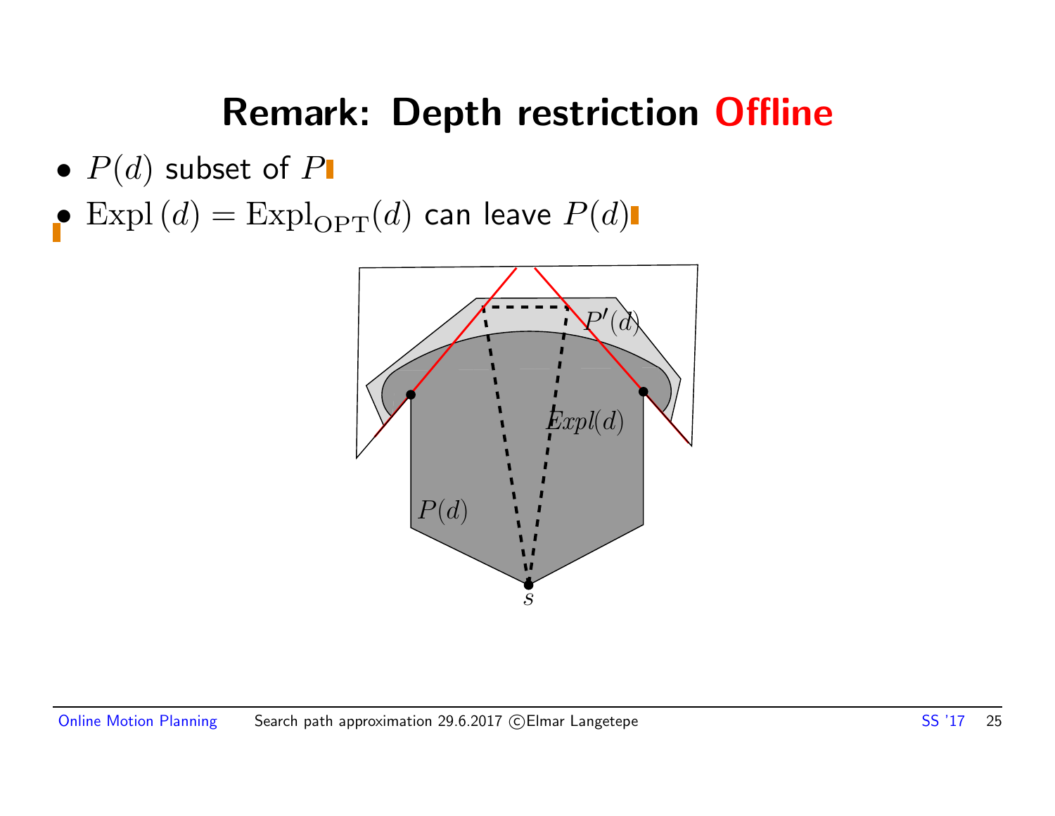# Remark: Depth restriction Offline

- $P(d)$ subset of $P$
- $\mathrm{Expl}\,(d) = \mathrm{Expl}_{\mathrm{OPT}}(d)$ can leave $P(d)$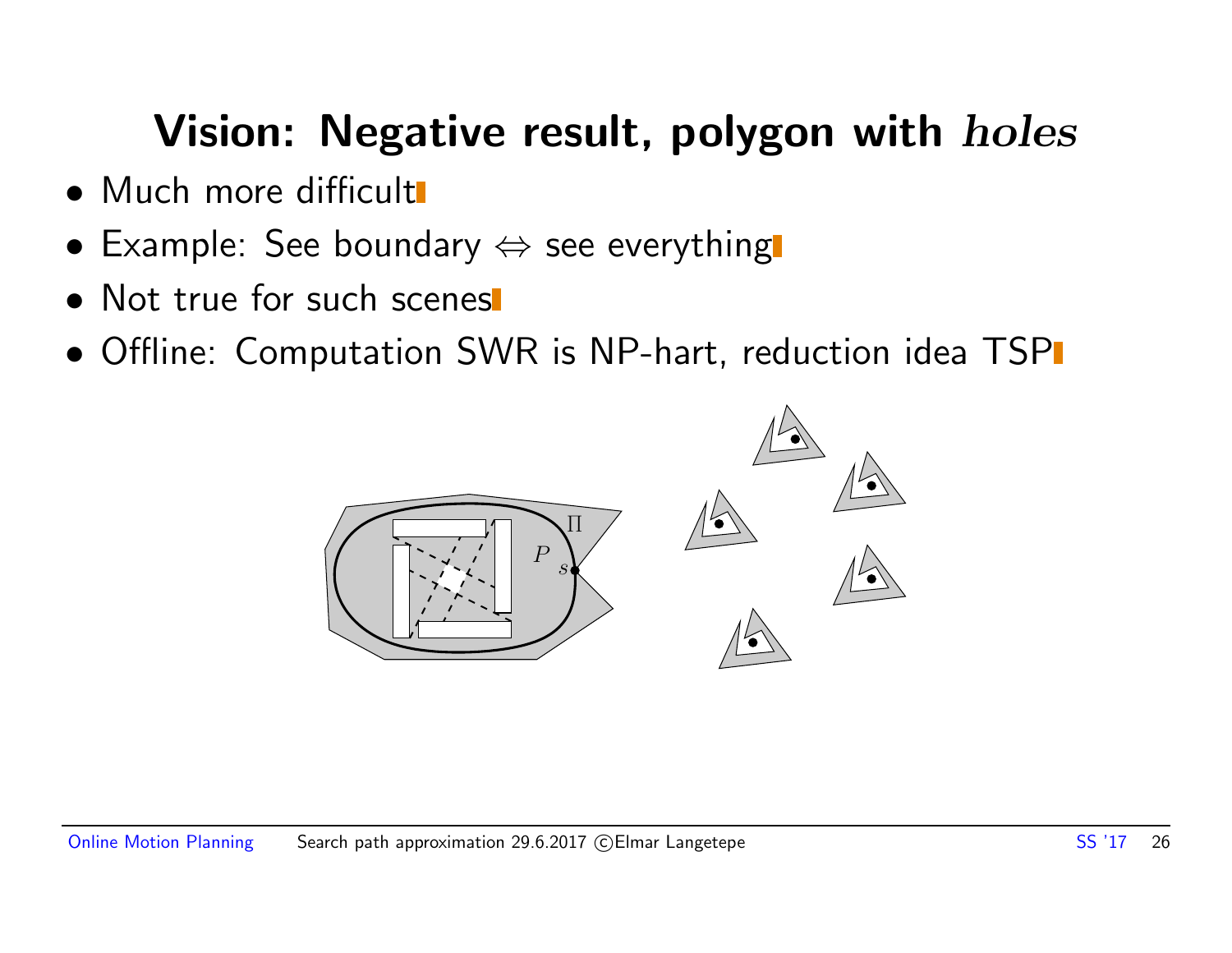# Vision: Negative result, polygon with *holes*

- Much more difficult
- Example: See boundary $\Leftrightarrow$ see everything
- Not true for such scenes
- Offline: Computation SWR is NP-hart, reduction idea TSP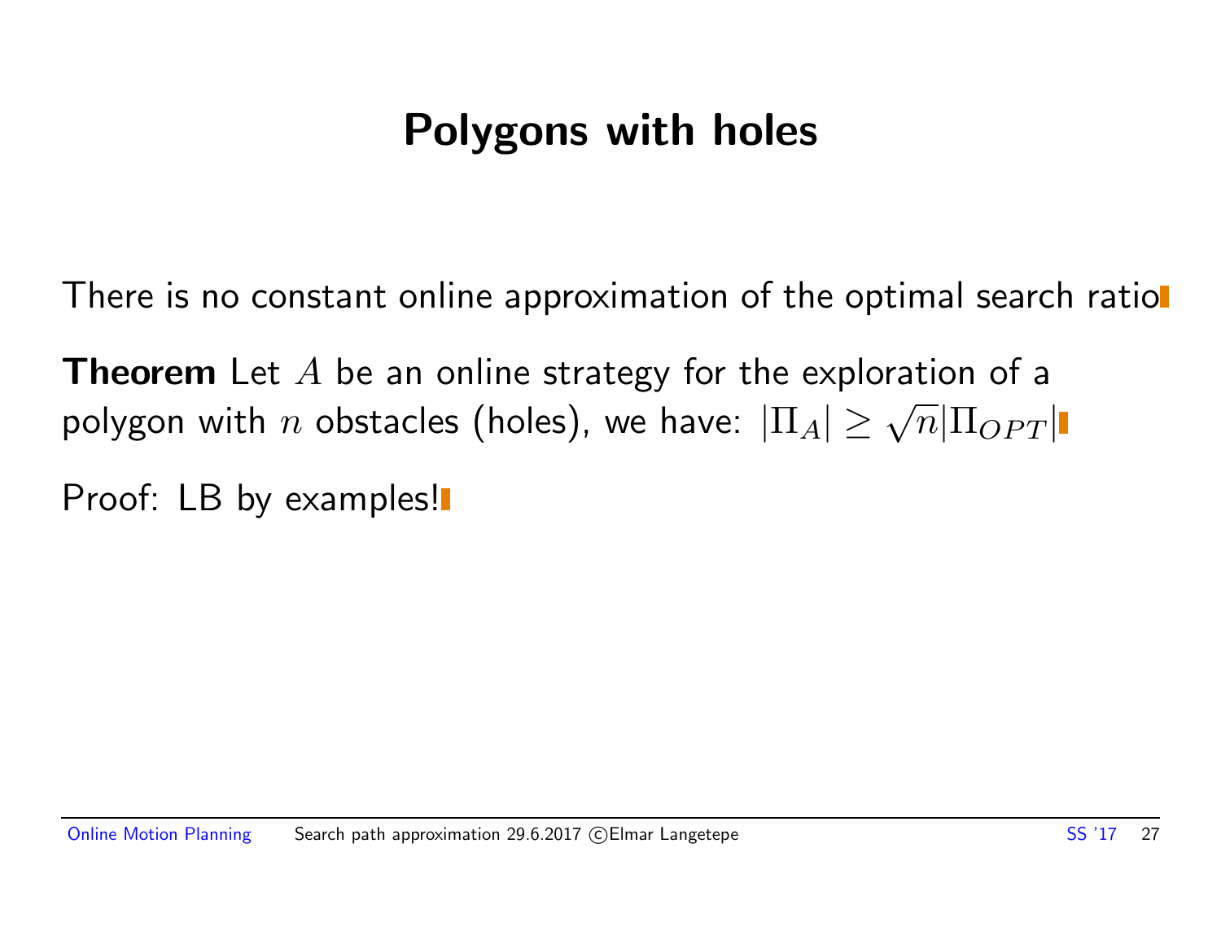# Polygons with holes

There is no constant online approximation of the optimal search ratio

**Theorem** Let $A$ be an online strategy for the exploration of a polygon with $n$ obstacles (holes), we have: $|\Pi_A| \geq \sqrt{n}|\Pi_{OPT}|$

Proof: LB by examples!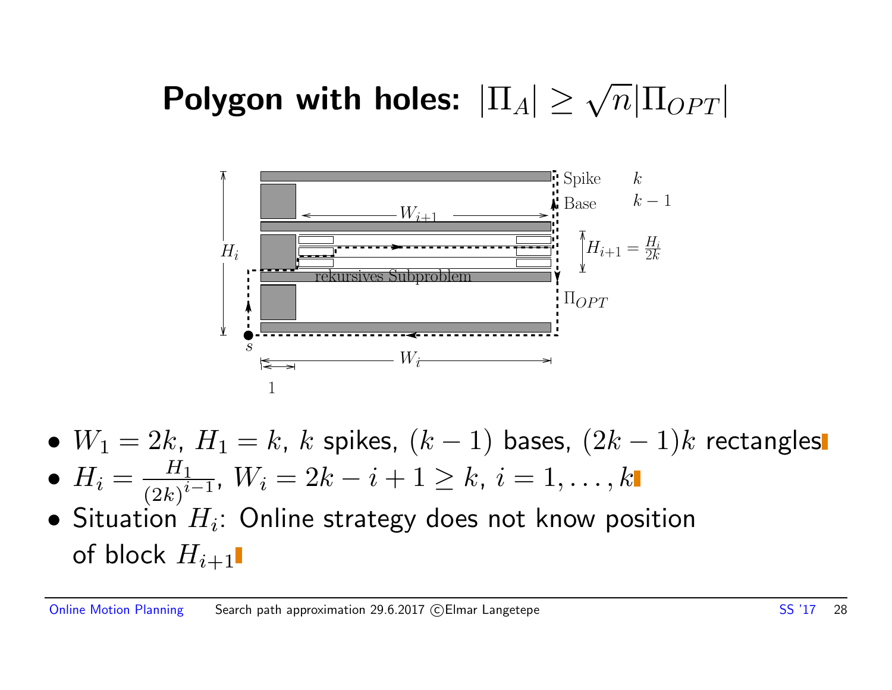# Polygon with holes: $|\Pi_A| \geq \sqrt{n}|\Pi_{OPT}|$

- $W_1 = 2k$, $H_1 = k$, $k$ spikes, $(k-1)$ bases, $(2k-1)k$ rectangles
- $H_i = \frac{H_1}{(2k)^{i-1}}$, $W_i = 2k - i + 1 \geq k$, $i = 1, \ldots, k$
- Situation $H_i$: Online strategy does not know position of block $H_{i+1}$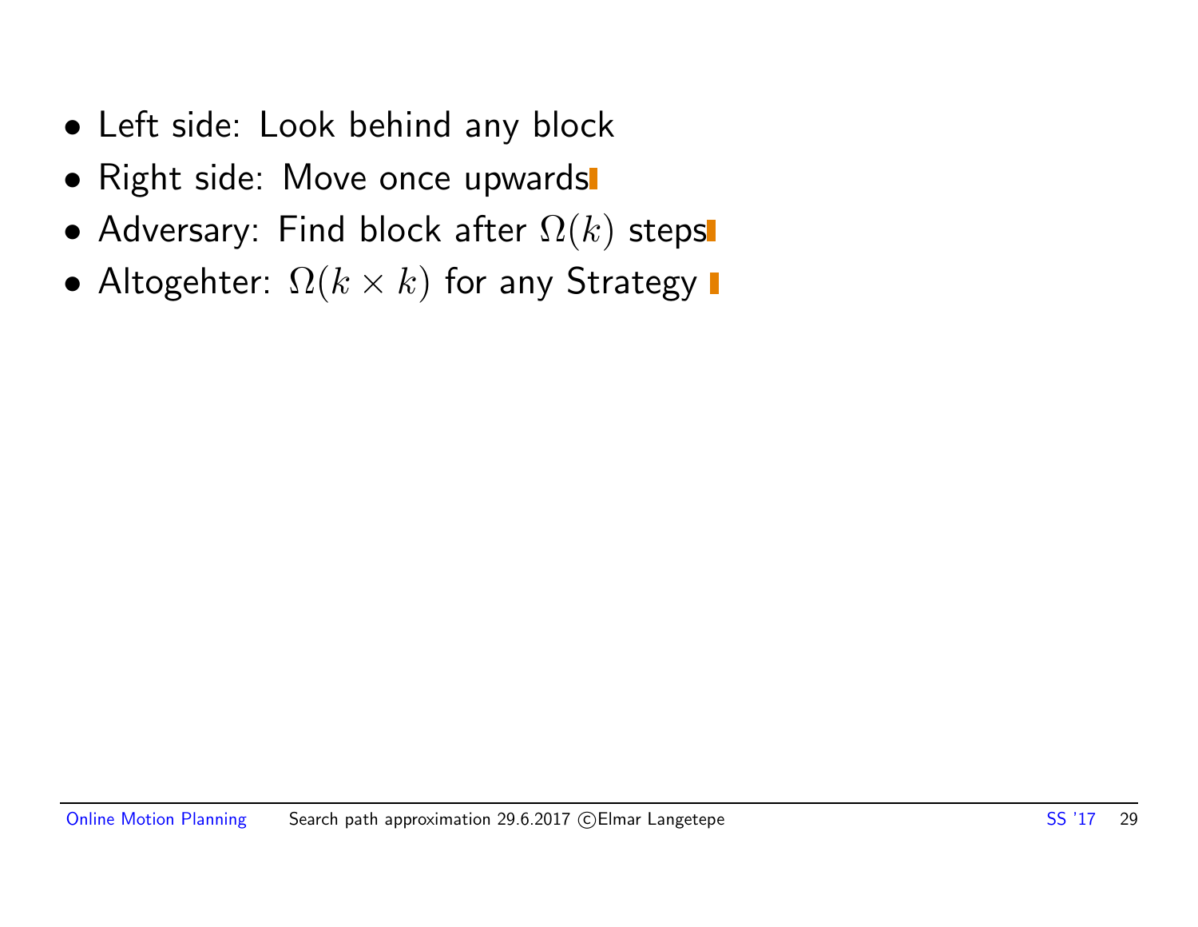- Left side: Look behind any block
- Right side: Move once upwards
- Adversary: Find block after $\Omega(k)$ steps
- Altogehter: $\Omega(k \times k)$ for any Strategy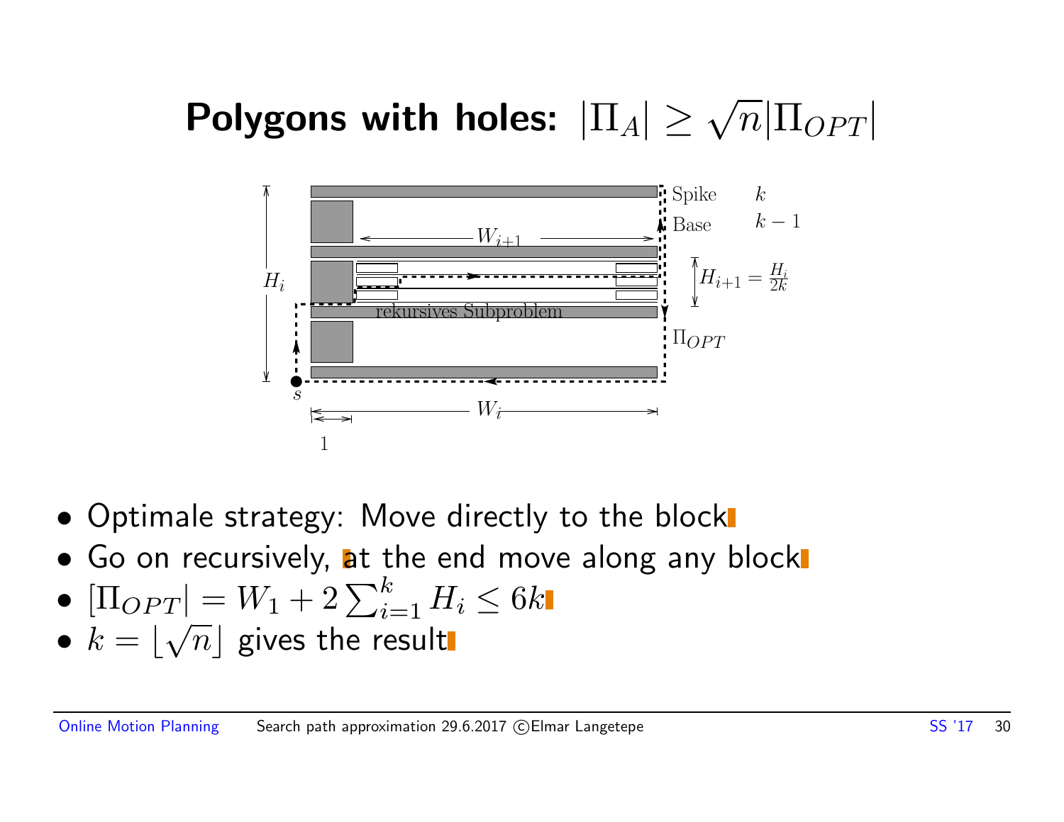# Polygons with holes: $|\Pi_A| \geq \sqrt{n}|\Pi_{OPT}|$

- Optimale strategy: Move directly to the block
- Go on recursively, at the end move along any block
- $[\Pi_{OPT}| = W_1 + 2\sum_{i=1}^{k} H_i \leq 6k$
- $k = \lfloor\sqrt{n}\rfloor$ gives the result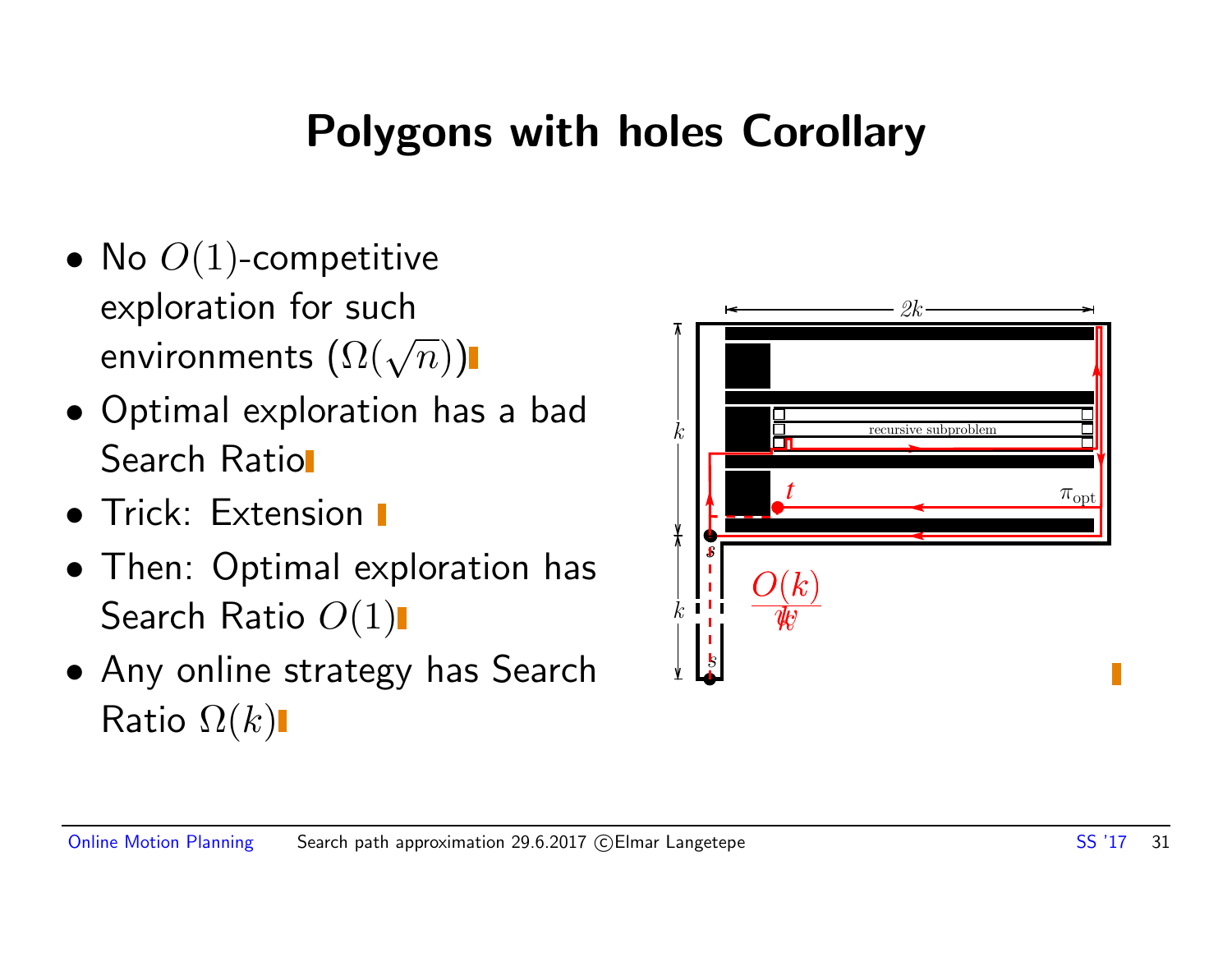# Polygons with holes Corollary

- No $O(1)$-competitive exploration for such environments ($\Omega(\sqrt{n})$)
- Optimal exploration has a bad Search Ratio
- Trick: Extension
- Then: Optimal exploration has Search Ratio $O(1)$
- Any online strategy has Search Ratio $\Omega(k)$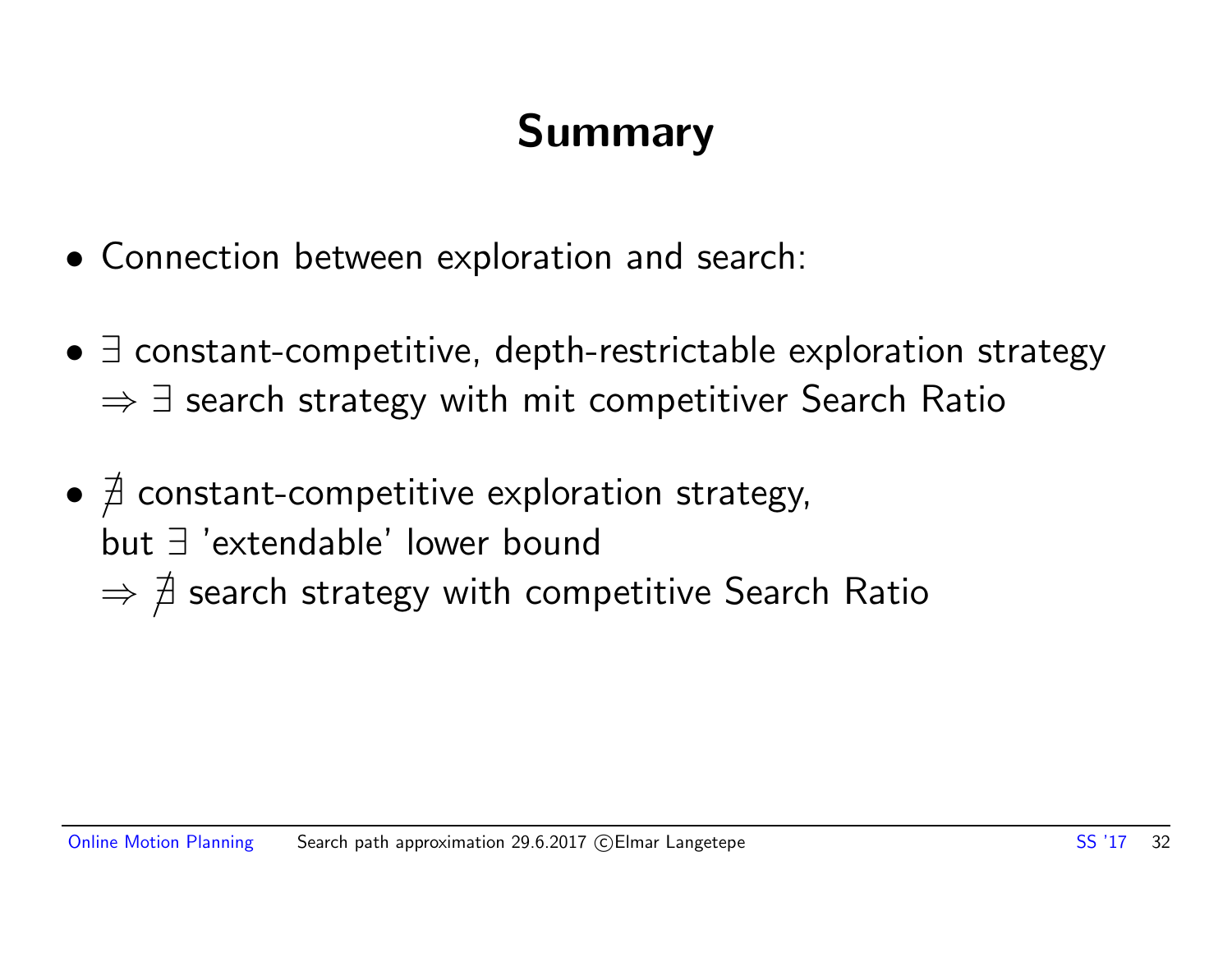# Summary

- Connection between exploration and search:
- $\exists$ constant-competitive, depth-restrictable exploration strategy
  $\Rightarrow \exists$ search strategy with mit competitiver Search Ratio
- $\nexists$ constant-competitive exploration strategy,
  but $\exists$ 'extendable' lower bound
  $\Rightarrow \nexists$ search strategy with competitive Search Ratio